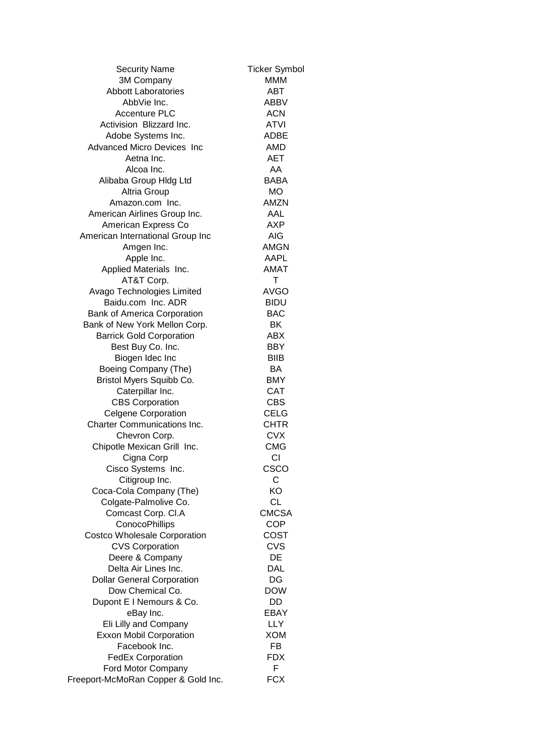| Security Name | Ticker Symbol |
| --- | --- |
| 3M Company | MMM |
| Abbott Laboratories | ABT |
| AbbVie Inc. | ABBV |
| Accenture PLC | ACN |
| Activision Blizzard Inc. | ATVI |
| Adobe Systems Inc. | ADBE |
| Advanced Micro Devices Inc | AMD |
| Aetna Inc. | AET |
| Alcoa Inc. | AA |
| Alibaba Group Hldg Ltd | BABA |
| Altria Group | MO |
| Amazon.com Inc. | AMZN |
| American Airlines Group Inc. | AAL |
| American Express Co | AXP |
| American International Group Inc | AIG |
| Amgen Inc. | AMGN |
| Apple Inc. | AAPL |
| Applied Materials Inc. | AMAT |
| AT&T Corp. | T |
| Avago Technologies Limited | AVGO |
| Baidu.com Inc. ADR | BIDU |
| Bank of America Corporation | BAC |
| Bank of New York Mellon Corp. | BK |
| Barrick Gold Corporation | ABX |
| Best Buy Co. Inc. | BBY |
| Biogen Idec Inc | BIIB |
| Boeing Company (The) | BA |
| Bristol Myers Squibb Co. | BMY |
| Caterpillar Inc. | CAT |
| CBS Corporation | CBS |
| Celgene Corporation | CELG |
| Charter Communications Inc. | CHTR |
| Chevron Corp. | CVX |
| Chipotle Mexican Grill Inc. | CMG |
| Cigna Corp | CI |
| Cisco Systems Inc. | CSCO |
| Citigroup Inc. | C |
| Coca-Cola Company (The) | KO |
| Colgate-Palmolive Co. | CL |
| Comcast Corp. Cl.A | CMCSA |
| ConocoPhillips | COP |
| Costco Wholesale Corporation | COST |
| CVS Corporation | CVS |
| Deere & Company | DE |
| Delta Air Lines Inc. | DAL |
| Dollar General Corporation | DG |
| Dow Chemical Co. | DOW |
| Dupont E I Nemours & Co. | DD |
| eBay Inc. | EBAY |
| Eli Lilly and Company | LLY |
| Exxon Mobil Corporation | XOM |
| Facebook Inc. | FB |
| FedEx Corporation | FDX |
| Ford Motor Company | F |
| Freeport-McMoRan Copper & Gold Inc. | FCX |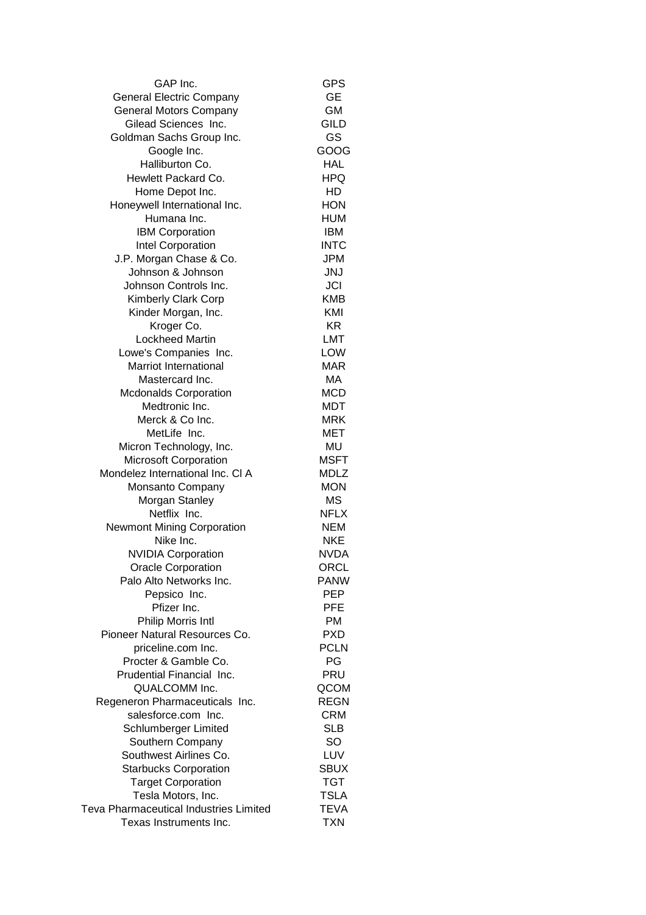| | |
|---|---|
| GAP Inc. | GPS |
| General Electric Company | GE |
| General Motors Company | GM |
| Gilead Sciences Inc. | GILD |
| Goldman Sachs Group Inc. | GS |
| Google Inc. | GOOG |
| Halliburton Co. | HAL |
| Hewlett Packard Co. | HPQ |
| Home Depot Inc. | HD |
| Honeywell International Inc. | HON |
| Humana Inc. | HUM |
| IBM Corporation | IBM |
| Intel Corporation | INTC |
| J.P. Morgan Chase & Co. | JPM |
| Johnson & Johnson | JNJ |
| Johnson Controls Inc. | JCI |
| Kimberly Clark Corp | KMB |
| Kinder Morgan, Inc. | KMI |
| Kroger Co. | KR |
| Lockheed Martin | LMT |
| Lowe's Companies Inc. | LOW |
| Marriot International | MAR |
| Mastercard Inc. | MA |
| Mcdonalds Corporation | MCD |
| Medtronic Inc. | MDT |
| Merck & Co Inc. | MRK |
| MetLife Inc. | MET |
| Micron Technology, Inc. | MU |
| Microsoft Corporation | MSFT |
| Mondelez International Inc. Cl A | MDLZ |
| Monsanto Company | MON |
| Morgan Stanley | MS |
| Netflix Inc. | NFLX |
| Newmont Mining Corporation | NEM |
| Nike Inc. | NKE |
| NVIDIA Corporation | NVDA |
| Oracle Corporation | ORCL |
| Palo Alto Networks Inc. | PANW |
| Pepsico Inc. | PEP |
| Pfizer Inc. | PFE |
| Philip Morris Intl | PM |
| Pioneer Natural Resources Co. | PXD |
| priceline.com Inc. | PCLN |
| Procter & Gamble Co. | PG |
| Prudential Financial Inc. | PRU |
| QUALCOMM Inc. | QCOM |
| Regeneron Pharmaceuticals Inc. | REGN |
| salesforce.com Inc. | CRM |
| Schlumberger Limited | SLB |
| Southern Company | SO |
| Southwest Airlines Co. | LUV |
| Starbucks Corporation | SBUX |
| Target Corporation | TGT |
| Tesla Motors, Inc. | TSLA |
| Teva Pharmaceutical Industries Limited | TEVA |
| Texas Instruments Inc. | TXN |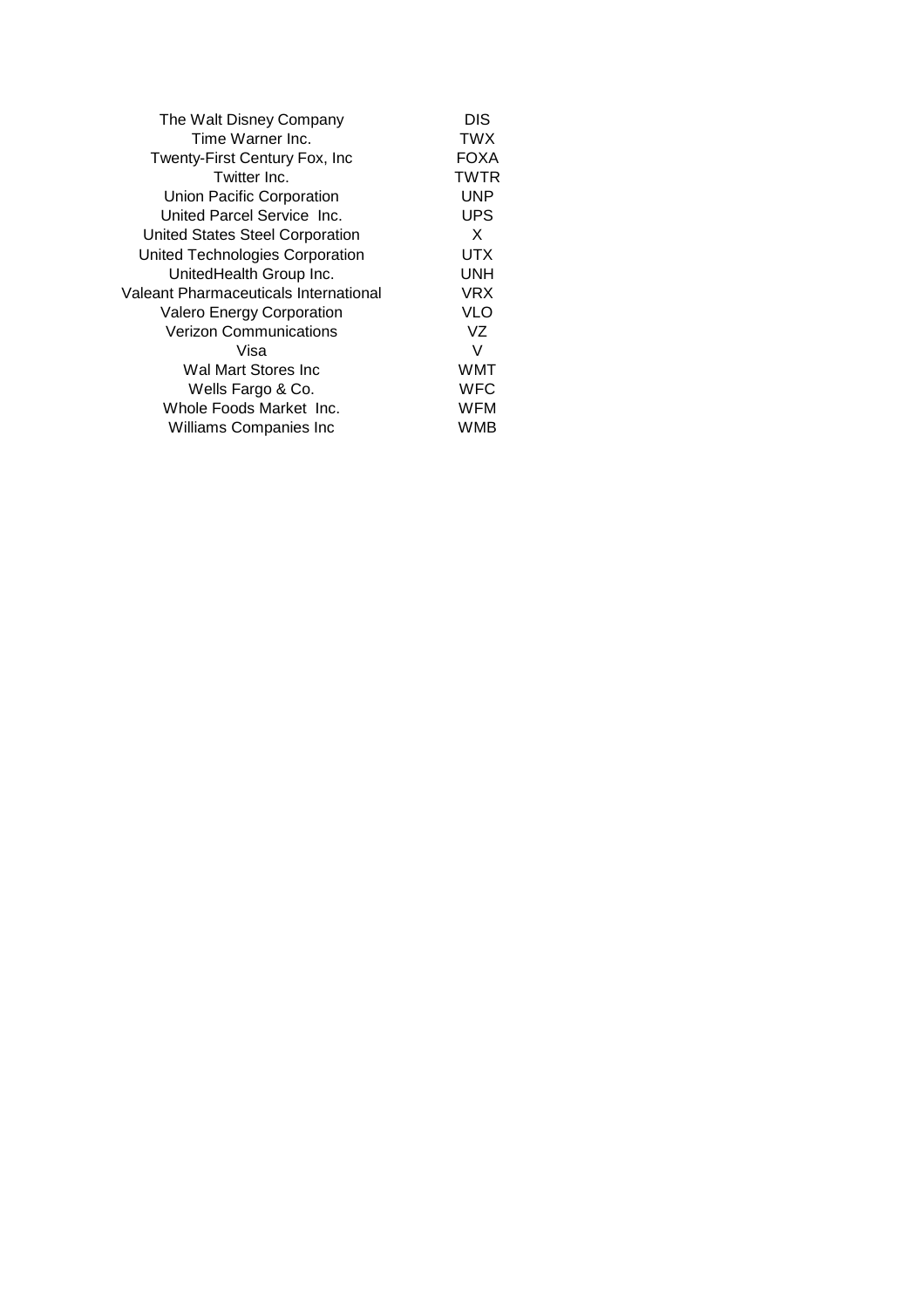| | |
|---|---|
| The Walt Disney Company | DIS |
| Time Warner Inc. | TWX |
| Twenty-First Century Fox, Inc | FOXA |
| Twitter Inc. | TWTR |
| Union Pacific Corporation | UNP |
| United Parcel Service Inc. | UPS |
| United States Steel Corporation | X |
| United Technologies Corporation | UTX |
| UnitedHealth Group Inc. | UNH |
| Valeant Pharmaceuticals International | VRX |
| Valero Energy Corporation | VLO |
| Verizon Communications | VZ |
| Visa | V |
| Wal Mart Stores Inc | WMT |
| Wells Fargo & Co. | WFC |
| Whole Foods Market Inc. | WFM |
| Williams Companies Inc | WMB |